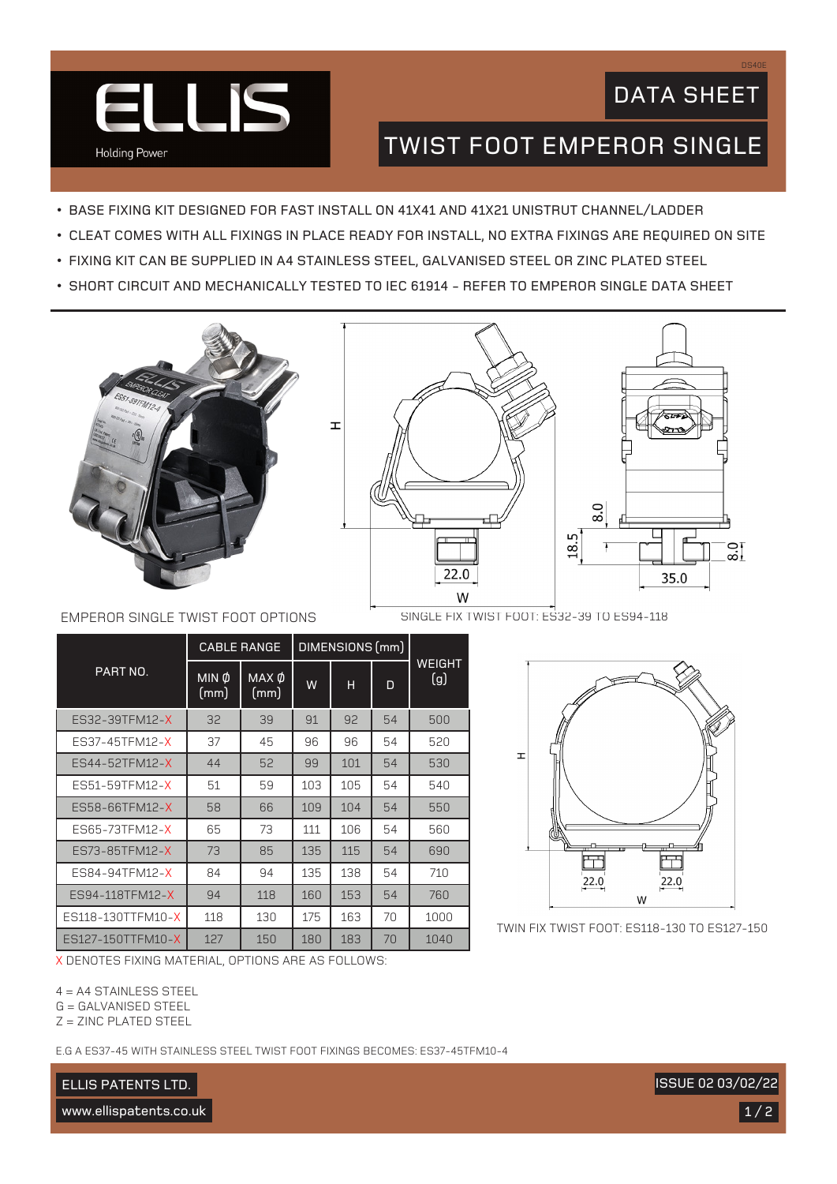DS40E

# DATA SHEET

# TWIST FOOT EMPEROR SINGLE

ELLIS

Holding Power

- BASE FIXING KIT DESIGNED FOR FAST INSTALL ON 41X41 AND 41X21 UNISTRUT CHANNEL/LADDER
- CLEAT COMES WITH ALL FIXINGS IN PLACE READY FOR INSTALL, NO EXTRA FIXINGS ARE REQUIRED ON SITE
- FIXING KIT CAN BE SUPPLIED IN A4 STAINLESS STEEL, GALVANISED STEEL OR ZINC PLATED STEEL
- SHORT CIRCUIT AND MECHANICALLY TESTED TO IEC 61914 - REFER TO EMPEROR SINGLE DATA SHEET

EMPEROR SINGLE TWIST FOOT OPTIONS

H

22.0

W

8.0

18.5

8.0

35.0

SINGLE FIX TWIST FOOT: ES32-39 TO ES94-118

| PART NO. | CABLE RANGE | | DIMENSIONS (mm) | | | WEIGHT (g) |
|---|---|---|---|---|---|---|
| | MIN Ø (mm) | MAX Ø (mm) | W | H | D | |
| ES32-39TFM12-X | 32 | 39 | 91 | 92 | 54 | 500 |
| ES37-45TFM12-X | 37 | 45 | 96 | 96 | 54 | 520 |
| ES44-52TFM12-X | 44 | 52 | 99 | 101 | 54 | 530 |
| ES51-59TFM12-X | 51 | 59 | 103 | 105 | 54 | 540 |
| ES58-66TFM12-X | 58 | 66 | 109 | 104 | 54 | 550 |
| ES65-73TFM12-X | 65 | 73 | 111 | 106 | 54 | 560 |
| ES73-85TFM12-X | 73 | 85 | 135 | 115 | 54 | 690 |
| ES84-94TFM12-X | 84 | 94 | 135 | 138 | 54 | 710 |
| ES94-118TFM12-X | 94 | 118 | 160 | 153 | 54 | 760 |
| ES118-130TTFM10-X | 118 | 130 | 175 | 163 | 70 | 1000 |
| ES127-150TTFM10-X | 127 | 150 | 180 | 183 | 70 | 1040 |

H

22.0

22.0

W

TWIN FIX TWIST FOOT: ES118-130 TO ES127-150

X DENOTES FIXING MATERIAL, OPTIONS ARE AS FOLLOWS:

4 = A4 STAINLESS STEEL
G = GALVANISED STEEL
Z = ZINC PLATED STEEL

E.G A ES37-45 WITH STAINLESS STEEL TWIST FOOT FIXINGS BECOMES: ES37-45TFM10-4

ELLIS PATENTS LTD.

www.ellispatents.co.uk

ISSUE 02 03/02/22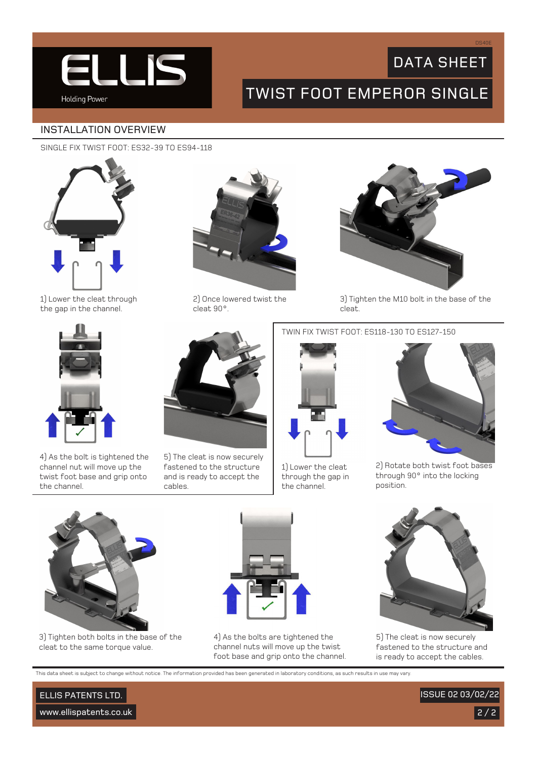ELLIS

Holding Power

DS40E

# DATA SHEET

# TWIST FOOT EMPEROR SINGLE

## INSTALLATION OVERVIEW

### SINGLE FIX TWIST FOOT: ES32-39 TO ES94-118

1) Lower the cleat through the gap in the channel.

2) Once lowered twist the cleat 90°.

3) Tighten the M10 bolt in the base of the cleat.

4) As the bolt is tightened the channel nut will move up the twist foot base and grip onto the channel.

5) The cleat is now securely fastened to the structure and is ready to accept the cables.

### TWIN FIX TWIST FOOT: ES118-130 TO ES127-150

1) Lower the cleat through the gap in the channel.

2) Rotate both twist foot bases through 90° into the locking position.

3) Tighten both bolts in the base of the cleat to the same torque value.

4) As the bolts are tightened the channel nuts will move up the twist foot base and grip onto the channel.

5) The cleat is now securely fastened to the structure and is ready to accept the cables.

This data sheet is subject to change without notice. The information provided has been generated in laboratory conditions, as such results in use may vary.

ELLIS PATENTS LTD.

www.ellispatents.co.uk

ISSUE 02 03/02/22